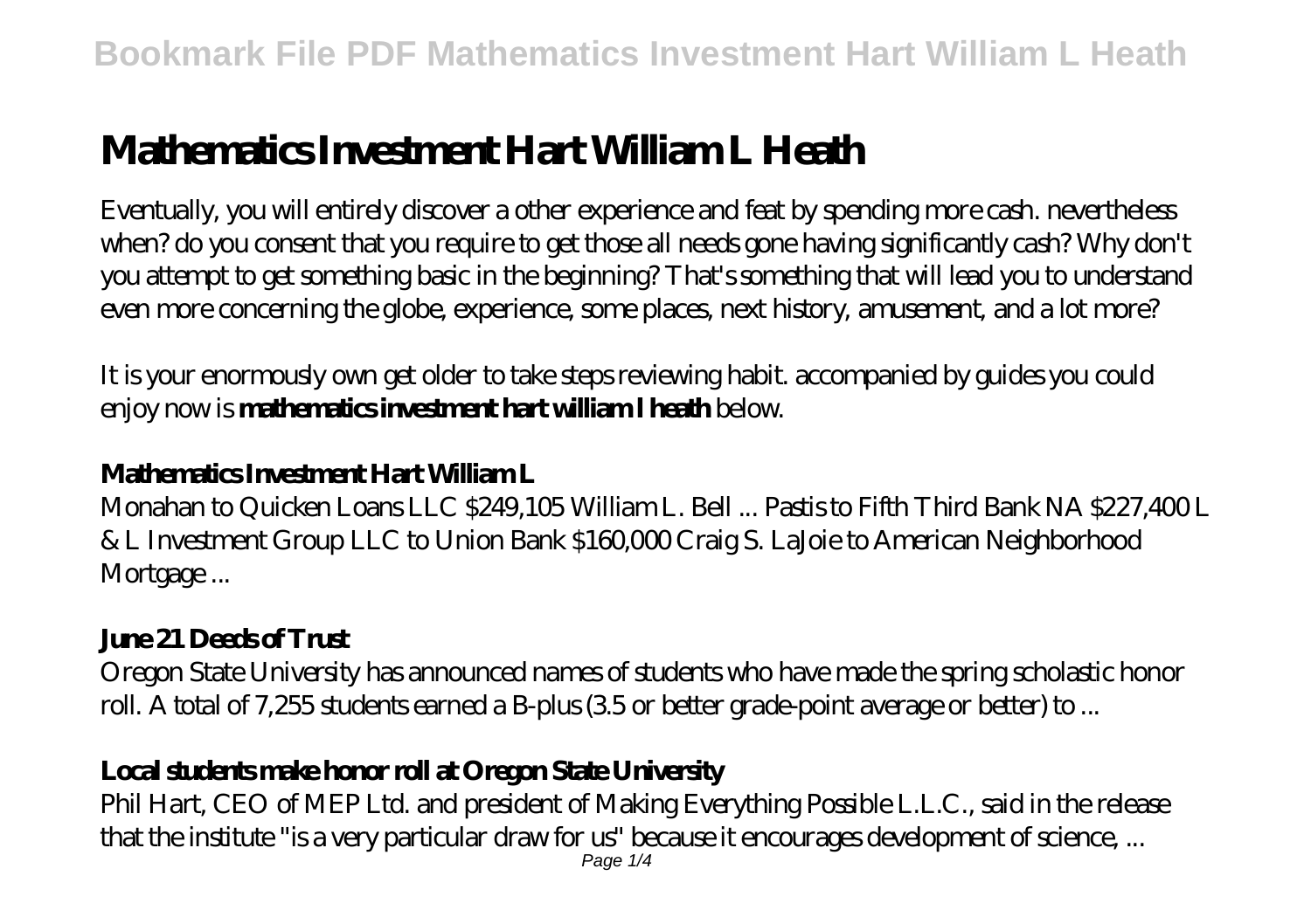# Mathematics Investment Hart William L Heath

Eventually, you will entirely discover a other experience and feat by spending more cash. nevertheless when? do you consent that you require to get those all needs gone having significantly cash? Why don't you attempt to get something basic in the beginning? That's something that will lead you to understand even more concerning the globe, experience, some places, next history, amusement, and a lot more?

It is your enormously own get older to take steps reviewing habit. accompanied by guides you could enjoy now is **mathematics investment hart william l heath** below.

### Mathematics Investment Hart William L

Monahan to Quicken Loans LLC $249,105 William L. Bell ... Pastis to Fifth Third Bank NA $227,400 L & L Investment Group LLC to Union Bank $160,000 Craig S. LaJoie to American Neighborhood Mortgage ...

### June 21 Deeds of Trust

Oregon State University has announced names of students who have made the spring scholastic honor roll. A total of 7,255 students earned a B-plus (3.5 or better grade-point average or better) to ...

### Local students make honor roll at Oregon State University

Phil Hart, CEO of MEP Ltd. and president of Making Everything Possible L.L.C., said in the release that the institute "is a very particular draw for us" because it encourages development of science, ...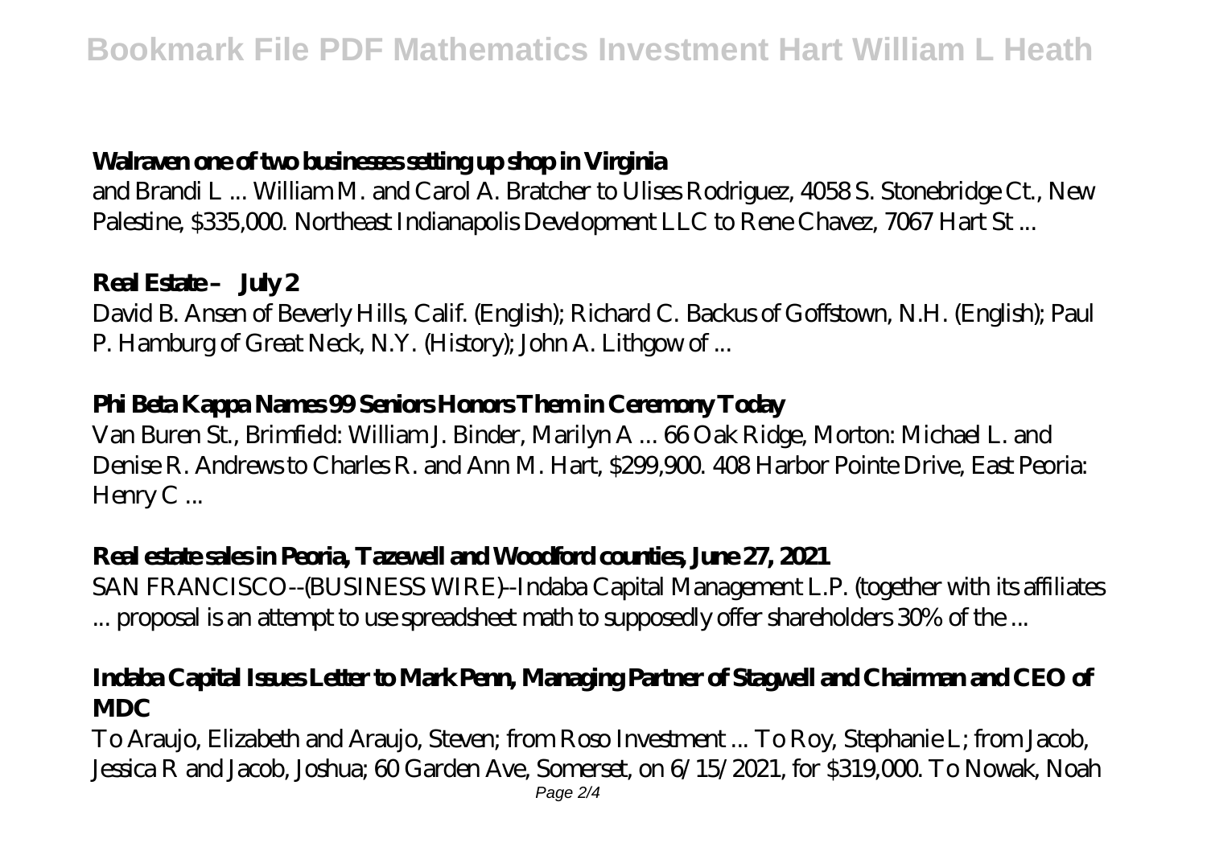### **Walraven one of two businesses setting up shop in Virginia**

and Brandi L ... William M. and Carol A. Bratcher to Ulises Rodriguez, 4058 S. Stonebridge Ct., New Palestine, $335,000. Northeast Indianapolis Development LLC to Rene Chavez, 7067 Hart St ...

### **Real Estate – July 2**

David B. Ansen of Beverly Hills, Calif. (English); Richard C. Backus of Goffstown, N.H. (English); Paul P. Hamburg of Great Neck, N.Y. (History); John A. Lithgow of ...

### **Phi Beta Kappa Names 99 Seniors Honors Them in Ceremony Today**

Van Buren St., Brimfield: William J. Binder, Marilyn A ... 66 Oak Ridge, Morton: Michael L. and Denise R. Andrews to Charles R. and Ann M. Hart, $299,900. 408 Harbor Pointe Drive, East Peoria: Henry C ...

### **Real estate sales in Peoria, Tazewell and Woodford counties, June 27, 2021**

SAN FRANCISCO--(BUSINESS WIRE)--Indaba Capital Management L.P. (together with its affiliates ... proposal is an attempt to use spreadsheet math to supposedly offer shareholders 30% of the ...

### **Indaba Capital Issues Letter to Mark Penn, Managing Partner of Stagwell and Chairman and CEO of MDC**

To Araujo, Elizabeth and Araujo, Steven; from Roso Investment ... To Roy, Stephanie L; from Jacob, Jessica R and Jacob, Joshua; 60 Garden Ave, Somerset, on 6/15/2021, for $319,000. To Nowak, Noah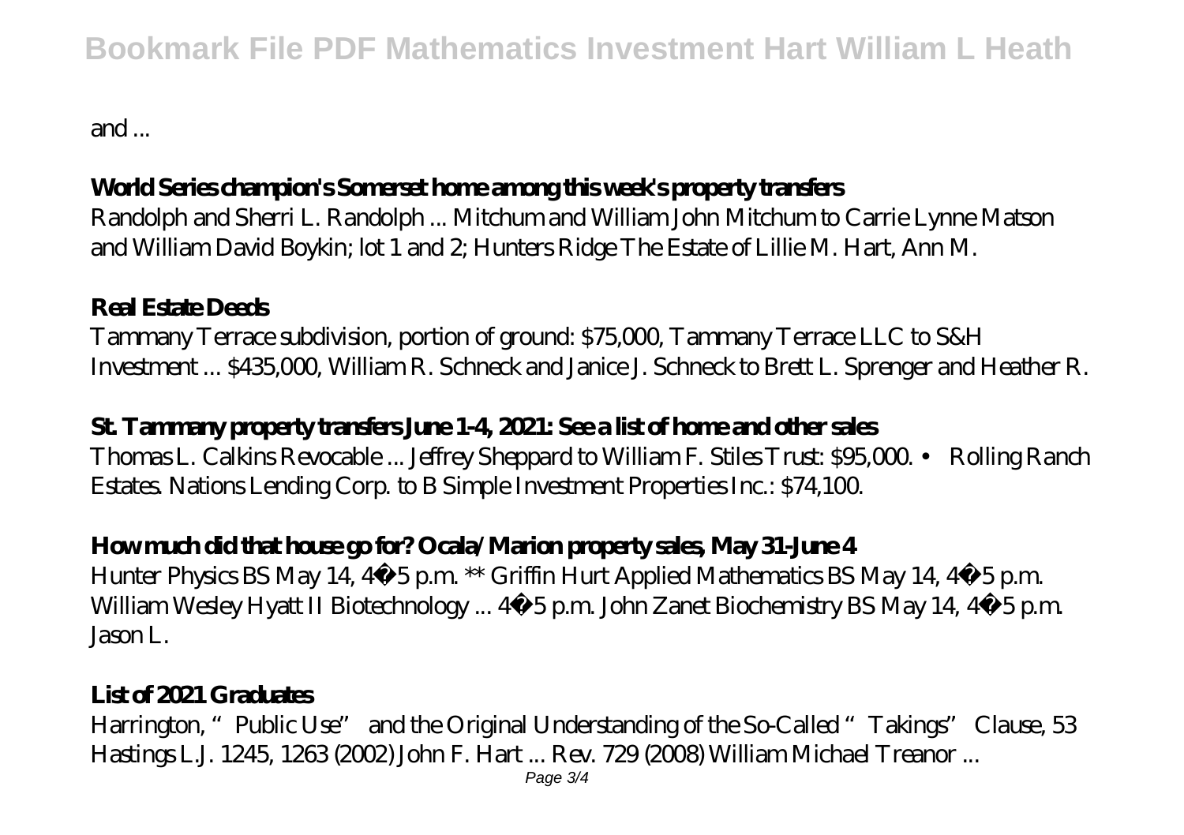and ...

**World Series champion's Somerset home among this week's property transfers**

Randolph and Sherri L. Randolph ... Mitchum and William John Mitchum to Carrie Lynne Matson and William David Boykin; lot 1 and 2; Hunters Ridge The Estate of Lillie M. Hart, Ann M.

**Real Estate Deeds**

Tammany Terrace subdivision, portion of ground: $75,000, Tammany Terrace LLC to S&H Investment ... $435,000, William R. Schneck and Janice J. Schneck to Brett L. Sprenger and Heather R.

**St. Tammany property transfers June 1-4, 2021: See a list of home and other sales**

Thomas L. Calkins Revocable ... Jeffrey Sheppard to William F. Stiles Trust: $95,000. • Rolling Ranch Estates. Nations Lending Corp. to B Simple Investment Properties Inc.: $74,100.

**How much did that house go for? Ocala/Marion property sales, May 31-June 4**

Hunter Physics BS May 14, 4–5 p.m. ** Griffin Hurt Applied Mathematics BS May 14, 4–5 p.m. William Wesley Hyatt II Biotechnology ... 4–5 p.m. John Zanet Biochemistry BS May 14, 4–5 p.m. Jason L.

**List of 2021 Graduates**

Harrington, "Public Use" and the Original Understanding of the So-Called "Takings" Clause, 53 Hastings L.J. 1245, 1263 (2002) John F. Hart ... Rev. 729 (2008) William Michael Treanor ...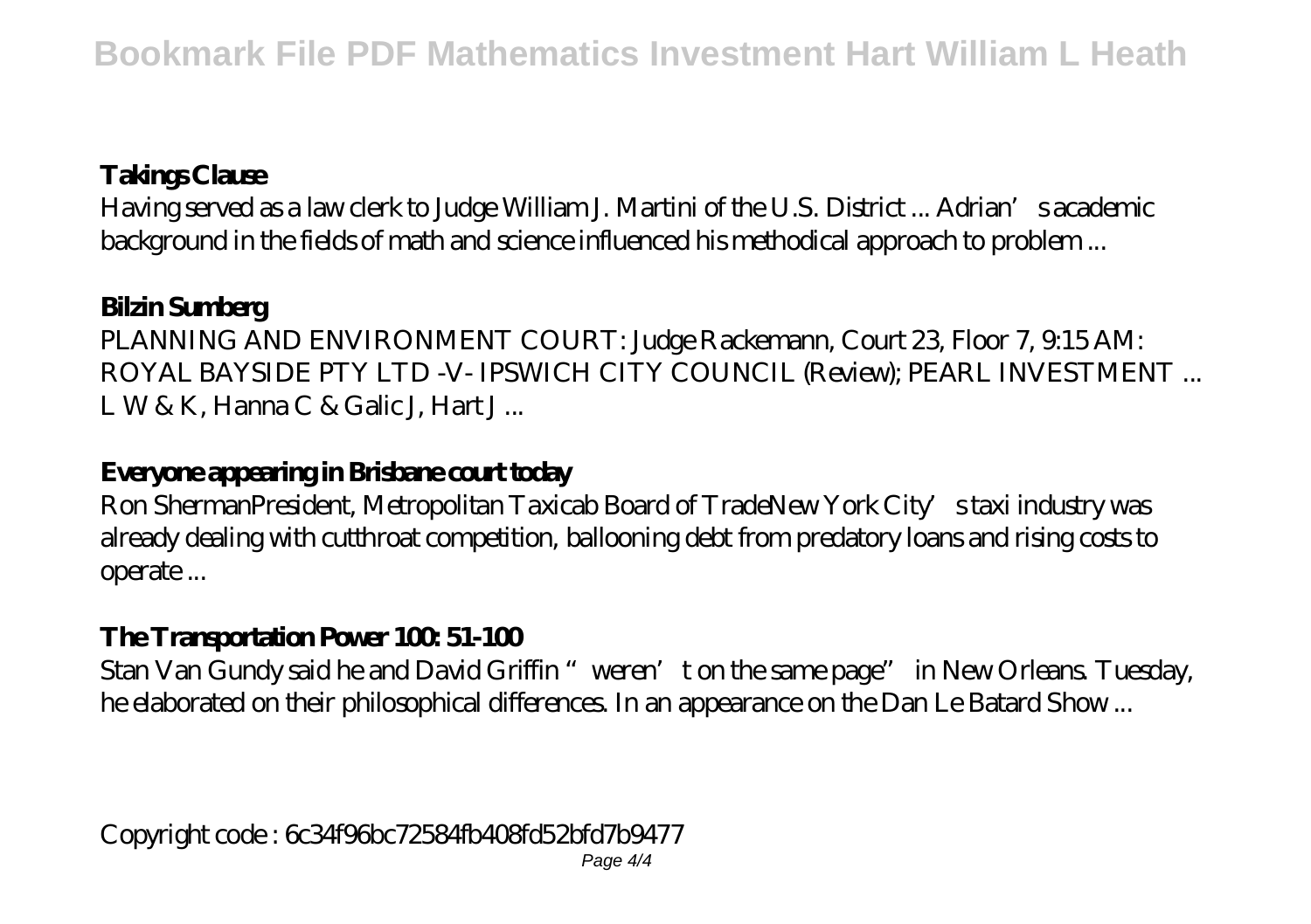**Takings Clause**

Having served as a law clerk to Judge William J. Martini of the U.S. District ... Adrian's academic background in the fields of math and science influenced his methodical approach to problem ...

**Bilzin Sumberg**

PLANNING AND ENVIRONMENT COURT: Judge Rackemann, Court 23, Floor 7, 9:15 AM: ROYAL BAYSIDE PTY LTD -V- IPSWICH CITY COUNCIL (Review); PEARL INVESTMENT ... L W & K, Hanna C & Galic J, Hart J ...

**Everyone appearing in Brisbane court today**

Ron ShermanPresident, Metropolitan Taxicab Board of TradeNew York City's taxi industry was already dealing with cutthroat competition, ballooning debt from predatory loans and rising costs to operate ...

**The Transportation Power 100: 51-100**

Stan Van Gundy said he and David Griffin "weren't on the same page" in New Orleans. Tuesday, he elaborated on their philosophical differences. In an appearance on the Dan Le Batard Show ...

Copyright code : 6c34f96bc72584fb408fd52bfd7b9477